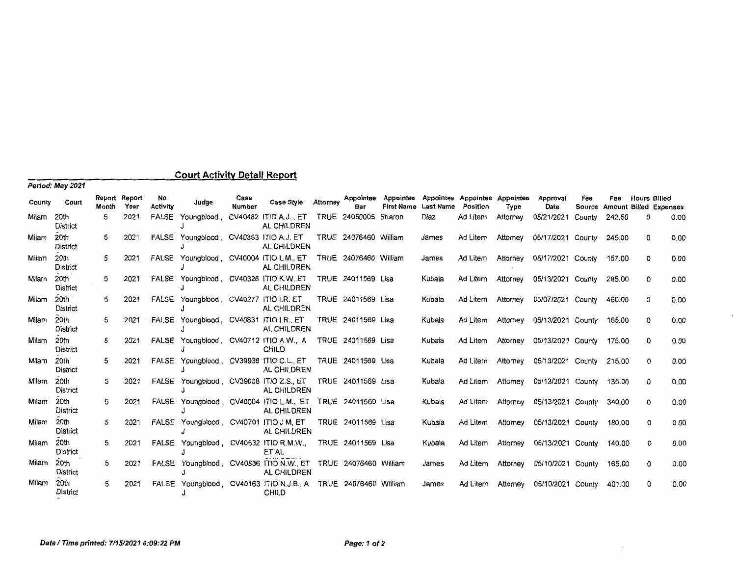## Court Activity Detail Report

***Period: May 2021***

| County | Court | Report Month | Report Year | No Activity | Judge | Case Number | Case Style | Attorney | Appointee Bar | Appointee First Name | Appointee Last Name | Appointee Position | Appointee Type | Approval Date | Fee Source | Fee Amount | Hours Billed | Billed Expenses |
|---|---|---|---|---|---|---|---|---|---|---|---|---|---|---|---|---|---|---|
| Milam | 20th District | 5 | 2021 | FALSE | Youngblood, J | CV40482 | ITIO A.J., ET AL CHILDREN | TRUE | 24050005 | Sharon | Diaz | Ad Litem | Attorney | 05/21/2021 | County | 242.50 | 0 | 0.00 |
| Milam | 20th District | 5 | 2021 | FALSE | Youngblood, J | CV40353 | ITIO A.J. ET AL CHILDREN | TRUE | 24076460 | William | James | Ad Litem | Attorney | 05/17/2021 | County | 245.00 | 0 | 0.00 |
| Milam | 20th District | 5 | 2021 | FALSE | Youngblood, J | CV40004 | ITIO L.M., ET AL CHILDREN | TRUE | 24076460 | William | James | Ad Litem | Attorney | 05/17/2021 | County | 157.00 | 0 | 0.00 |
| Milam | 20th District | 5 | 2021 | FALSE | Youngblood, J | CV40326 | ITIO K.W. ET AL CHILDREN | TRUE | 24011569 | Lisa | Kubala | Ad Litem | Attorney | 05/13/2021 | County | 285.00 | 0 | 0.00 |
| Milam | 20th District | 5 | 2021 | FALSE | Youngblood, J | CV40277 | ITIO I.R. ET AL CHILDREN | TRUE | 24011569 | Lisa | Kubala | Ad Litem | Attorney | 05/07/2021 | County | 460.00 | 0 | 0.00 |
| Milam | 20th District | 5 | 2021 | FALSE | Youngblood, J | CV40831 | ITIO I.R., ET AL CHILDREN | TRUE | 24011569 | Lisa | Kubala | Ad Litem | Attorney | 05/13/2021 | County | 165.00 | 0 | 0.00 |
| Milam | 20th District | 5 | 2021 | FALSE | Youngblood, J | CV40712 | ITIO A.W., A CHILD | TRUE | 24011569 | Lisa | Kubala | Ad Litem | Attorney | 05/13/2021 | County | 175.00 | 0 | 0.00 |
| Milam | 20th District | 5 | 2021 | FALSE | Youngblood, J | CV39938 | ITIO C.L., ET AL CHILDREN | TRUE | 24011569 | Lisa | Kubala | Ad Litem | Attorney | 05/13/2021 | County | 215.00 | 0 | 0.00 |
| Milam | 20th District | 5 | 2021 | FALSE | Youngblood, J | CV39008 | ITIO Z.S., ET AL CHILDREN | TRUE | 24011569 | Lisa | Kubala | Ad Litem | Attorney | 05/13/2021 | County | 135.00 | 0 | 0.00 |
| Milam | 20th District | 5 | 2021 | FALSE | Youngblood, J | CV40004 | ITIO L.M., ET AL CHILDREN | TRUE | 24011569 | Lisa | Kubala | Ad Litem | Attorney | 05/13/2021 | County | 340.00 | 0 | 0.00 |
| Milam | 20th District | 5 | 2021 | FALSE | Youngblood, J | CV40701 | ITIO J M, ET AL CHILDREN | TRUE | 24011569 | Lisa | Kubala | Ad Litem | Attorney | 05/13/2021 | County | 180.00 | 0 | 0.00 |
| Milam | 20th District | 5 | 2021 | FALSE | Youngblood, J | CV40532 | ITIO R.M.W., ET AL | TRUE | 24011569 | Lisa | Kubala | Ad Litem | Attorney | 05/13/2021 | County | 140.00 | 0 | 0.00 |
| Milam | 20th District | 5 | 2021 | FALSE | Youngblood, J | CV40836 | ITIO N.W., ET AL CHILDREN | TRUE | 24076460 | William | James | Ad Litem | Attorney | 05/10/2021 | County | 165.00 | 0 | 0.00 |
| Milam | 20th District | 5 | 2021 | FALSE | Youngblood, J | CV40163 | ITIO N.J.B., A CHILD | TRUE | 24076460 | William | James | Ad Litem | Attorney | 05/10/2021 | County | 401.00 | 0 | 0.00 |

***Date / Time printed: 7/15/2021 6:09:22 PM***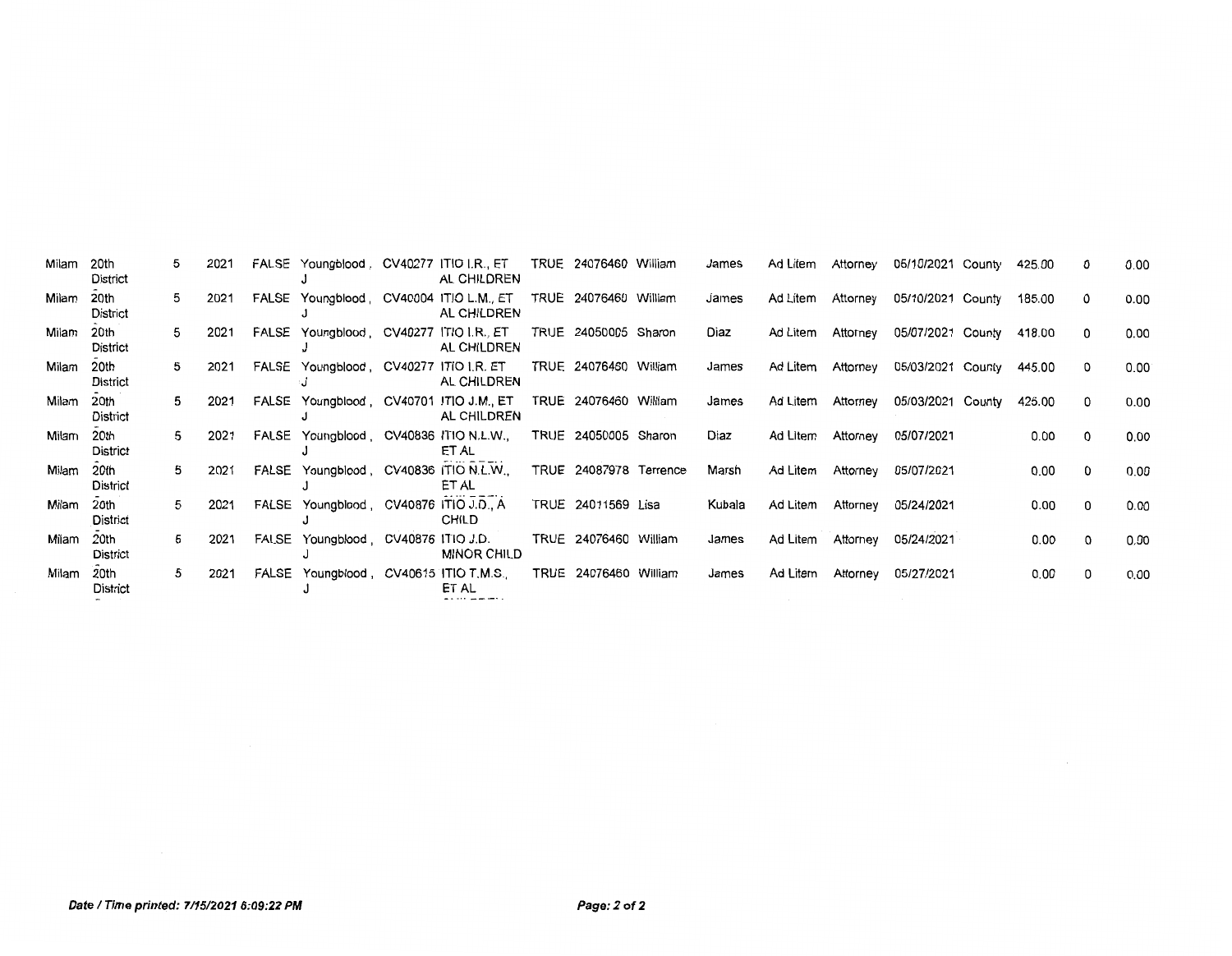| | | | | | | | | | | | | | | | | | | |
|---|---|---|---|---|---|---|---|---|---|---|---|---|---|---|---|---|---|---|
| Milam | 20th District | 5 | 2021 | FALSE | Youngblood, J | CV40277 | ITIO I.R., ET AL CHILDREN | TRUE | 24076460 | William | James | Ad Litem | Attorney | 05/10/2021 | County | 425.00 | 0 | 0.00 |
| Milam | 20th District | 5 | 2021 | FALSE | Youngblood, J | CV40004 | ITIO L.M., ET AL CHILDREN | TRUE | 24076460 | William | James | Ad Litem | Attorney | 05/10/2021 | County | 185.00 | 0 | 0.00 |
| Milam | 20th District | 5 | 2021 | FALSE | Youngblood, J | CV40277 | ITIO I.R., ET AL CHILDREN | TRUE | 24050005 | Sharon | Diaz | Ad Litem | Attorney | 05/07/2021 | County | 418.00 | 0 | 0.00 |
| Milam | 20th District | 5 | 2021 | FALSE | Youngblood, J | CV40277 | ITIO I.R. ET AL CHILDREN | TRUE | 24076460 | William | James | Ad Litem | Attorney | 05/03/2021 | County | 445.00 | 0 | 0.00 |
| Milam | 20th District | 5 | 2021 | FALSE | Youngblood, J | CV40701 | ITIO J.M., ET AL CHILDREN | TRUE | 24076460 | William | James | Ad Litem | Attorney | 05/03/2021 | County | 425.00 | 0 | 0.00 |
| Milam | 20th District | 5 | 2021 | FALSE | Youngblood, J | CV40836 | ITIO N.L.W., ET AL | TRUE | 24050005 | Sharon | Diaz | Ad Litem | Attorney | 05/07/2021 | | 0.00 | 0 | 0.00 |
| Milam | 20th District | 5 | 2021 | FALSE | Youngblood, J | CV40836 | ITIO N.L.W., ET AL | TRUE | 24087978 | Terrence | Marsh | Ad Litem | Attorney | 05/07/2021 | | 0.00 | 0 | 0.00 |
| Milam | 20th District | 5 | 2021 | FALSE | Youngblood, J | CV40876 | ITIO J.D., A CHILD | TRUE | 24011569 | Lisa | Kubala | Ad Litem | Attorney | 05/24/2021 | | 0.00 | 0 | 0.00 |
| Milam | 20th District | 5 | 2021 | FALSE | Youngblood, J | CV40876 | ITIO J.D. MINOR CHILD | TRUE | 24076460 | William | James | Ad Litem | Attorney | 05/24/2021 | | 0.00 | 0 | 0.00 |
| Milam | 20th District | 5 | 2021 | FALSE | Youngblood, J | CV40615 | ITIO T.M.S., ET AL | TRUE | 24076460 | William | James | Ad Litem | Attorney | 05/27/2021 | | 0.00 | 0 | 0.00 |

*Date / Time printed: 7/15/2021 6:09:22 PM*